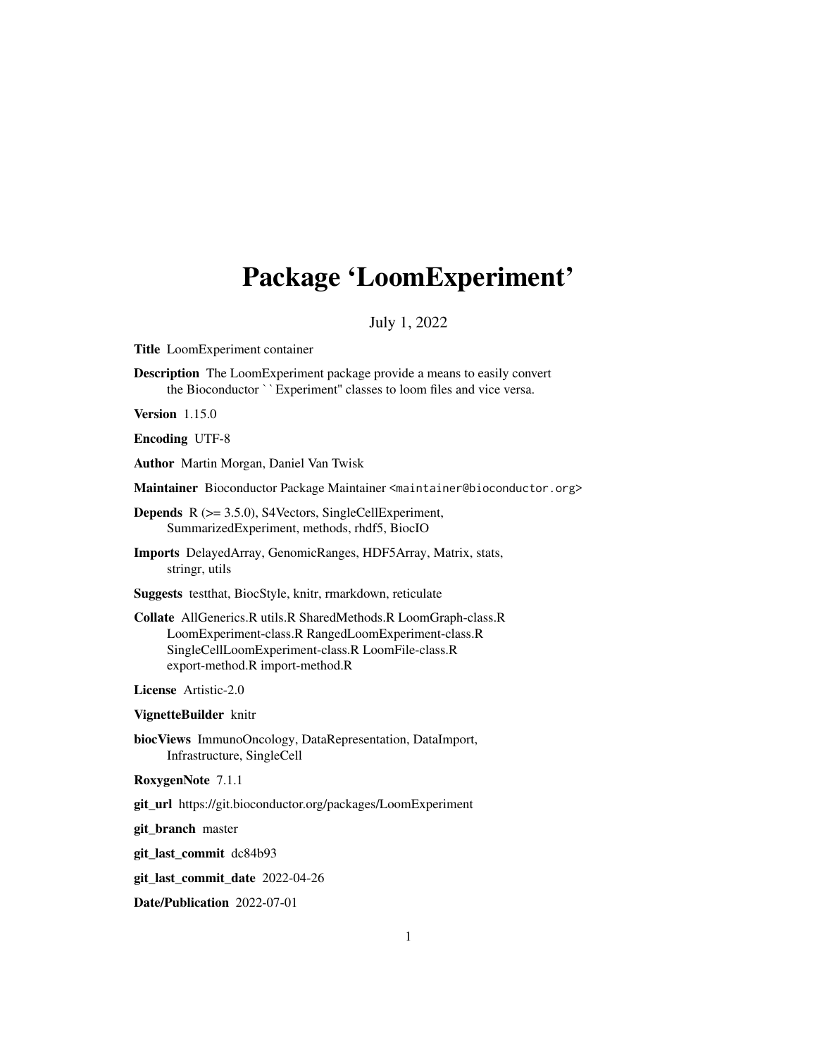# Package 'LoomExperiment'

July 1, 2022

**Title** LoomExperiment container

**Description** The LoomExperiment package provide a means to easily convert the Bioconductor ``Experiment'' classes to loom files and vice versa.

**Version** 1.15.0

**Encoding** UTF-8

**Author** Martin Morgan, Daniel Van Twisk

**Maintainer** Bioconductor Package Maintainer <maintainer@bioconductor.org>

**Depends** R (>= 3.5.0), S4Vectors, SingleCellExperiment, SummarizedExperiment, methods, rhdf5, BiocIO

**Imports** DelayedArray, GenomicRanges, HDF5Array, Matrix, stats, stringr, utils

**Suggests** testthat, BiocStyle, knitr, rmarkdown, reticulate

**Collate** AllGenerics.R utils.R SharedMethods.R LoomGraph-class.R LoomExperiment-class.R RangedLoomExperiment-class.R SingleCellLoomExperiment-class.R LoomFile-class.R export-method.R import-method.R

**License** Artistic-2.0

**VignetteBuilder** knitr

**biocViews** ImmunoOncology, DataRepresentation, DataImport, Infrastructure, SingleCell

**RoxygenNote** 7.1.1

**git_url** https://git.bioconductor.org/packages/LoomExperiment

**git_branch** master

**git_last_commit** dc84b93

**git_last_commit_date** 2022-04-26

**Date/Publication** 2022-07-01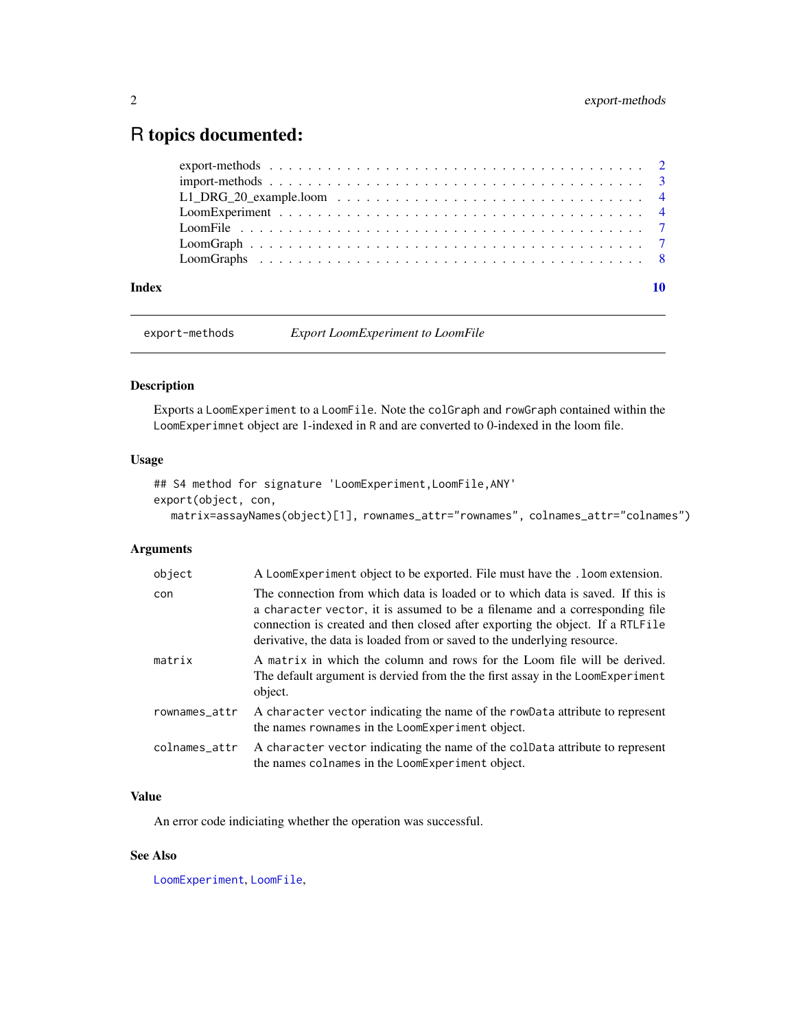# R topics documented:

- export-methods . . . . . . . . . . . . . . . . . . . . . . . . . . . . . . . . . . . . 2
- import-methods . . . . . . . . . . . . . . . . . . . . . . . . . . . . . . . . . . . . 3
- L1_DRG_20_example.loom . . . . . . . . . . . . . . . . . . . . . . . . . . . . . 4
- LoomExperiment . . . . . . . . . . . . . . . . . . . . . . . . . . . . . . . . . . . . 4
- LoomFile . . . . . . . . . . . . . . . . . . . . . . . . . . . . . . . . . . . . . . . . 7
- LoomGraph . . . . . . . . . . . . . . . . . . . . . . . . . . . . . . . . . . . . . . 7
- LoomGraphs . . . . . . . . . . . . . . . . . . . . . . . . . . . . . . . . . . . . . 8

**Index** **10**

---

`export-methods` *Export LoomExperiment to LoomFile*

---

## Description

Exports a `LoomExperiment` to a `LoomFile`. Note the `colGraph` and `rowGraph` contained within the `LoomExperimnet` object are 1-indexed in `R` and are converted to 0-indexed in the loom file.

## Usage

```
## S4 method for signature 'LoomExperiment,LoomFile,ANY'
export(object, con,
  matrix=assayNames(object)[1], rownames_attr="rownames", colnames_attr="colnames")
```

## Arguments

| | |
|---|---|
| `object` | A `LoomExperiment` object to be exported. File must have the `.loom` extension. |
| `con` | The connection from which data is loaded or to which data is saved. If this is a `character vector`, it is assumed to be a filename and a corresponding file connection is created and then closed after exporting the object. If a `RTLFile` derivative, the data is loaded from or saved to the underlying resource. |
| `matrix` | A `matrix` in which the column and rows for the Loom file will be derived. The default argument is dervied from the the first assay in the `LoomExperiment` object. |
| `rownames_attr` | A `character vector` indicating the name of the `rowData` attribute to represent the names `rownames` in the `LoomExperiment` object. |
| `colnames_attr` | A `character vector` indicating the name of the `colData` attribute to represent the names `colnames` in the `LoomExperiment` object. |

## Value

An error code indiciating whether the operation was successful.

## See Also

`LoomExperiment`, `LoomFile`,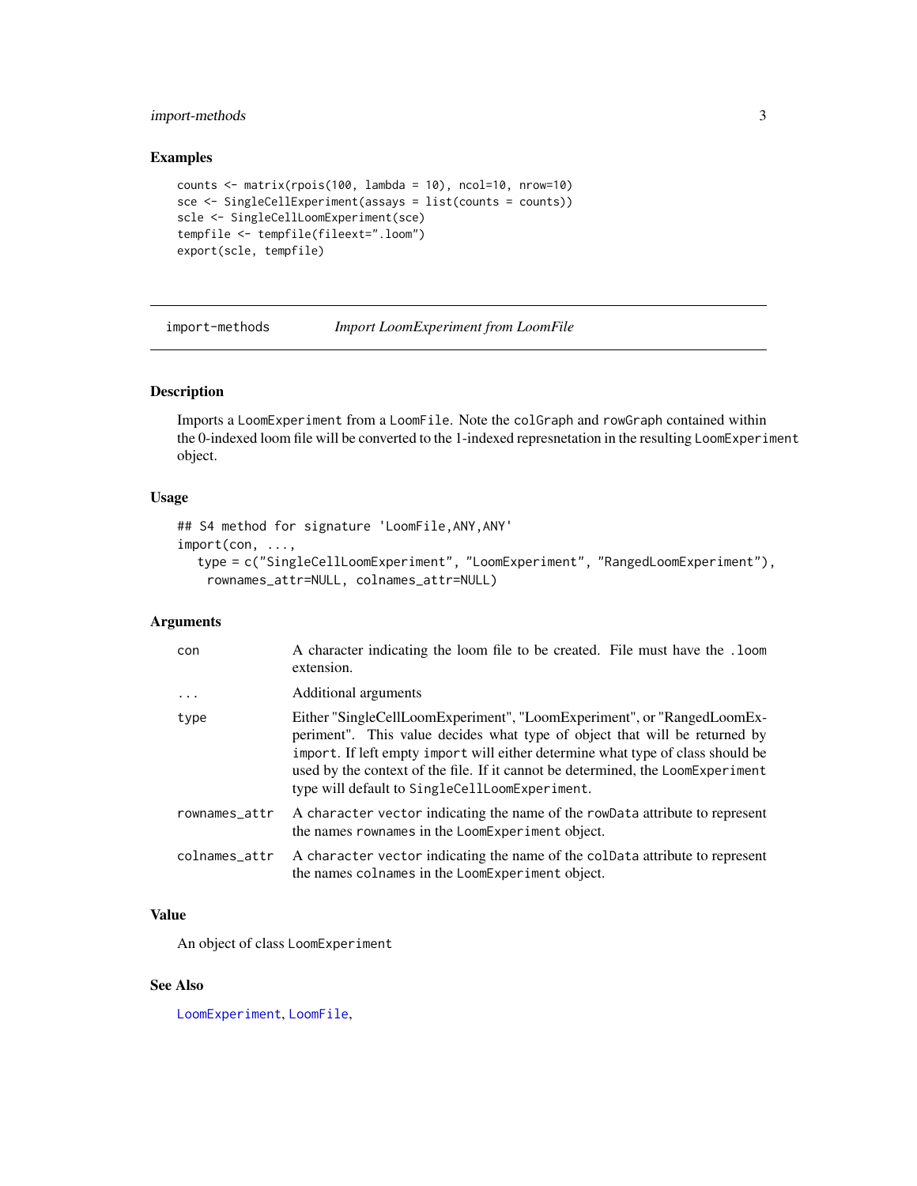### Examples

```
counts <- matrix(rpois(100, lambda = 10), ncol=10, nrow=10)
sce <- SingleCellExperiment(assays = list(counts = counts))
scle <- SingleCellLoomExperiment(sce)
tempfile <- tempfile(fileext=".loom")
export(scle, tempfile)
```

---

## import-methods — *Import LoomExperiment from LoomFile*

### Description

Imports a `LoomExperiment` from a `LoomFile`. Note the `colGraph` and `rowGraph` contained within the 0-indexed loom file will be converted to the 1-indexed represnetation in the resulting `LoomExperiment` object.

### Usage

```
## S4 method for signature 'LoomFile,ANY,ANY'
import(con, ...,
   type = c("SingleCellLoomExperiment", "LoomExperiment", "RangedLoomExperiment"),
    rownames_attr=NULL, colnames_attr=NULL)
```

### Arguments

| | |
|---|---|
| `con` | A character indicating the loom file to be created. File must have the `.loom` extension. |
| `...` | Additional arguments |
| `type` | Either "SingleCellLoomExperiment", "LoomExperiment", or "RangedLoomExperiment". This value decides what type of object that will be returned by `import`. If left empty `import` will either determine what type of class should be used by the context of the file. If it cannot be determined, the `LoomExperiment` type will default to `SingleCellLoomExperiment`. |
| `rownames_attr` | A `character vector` indicating the name of the `rowData` attribute to represent the names `rownames` in the `LoomExperiment` object. |
| `colnames_attr` | A `character vector` indicating the name of the `colData` attribute to represent the names `colnames` in the `LoomExperiment` object. |

### Value

An object of class `LoomExperiment`

### See Also

`LoomExperiment`, `LoomFile`,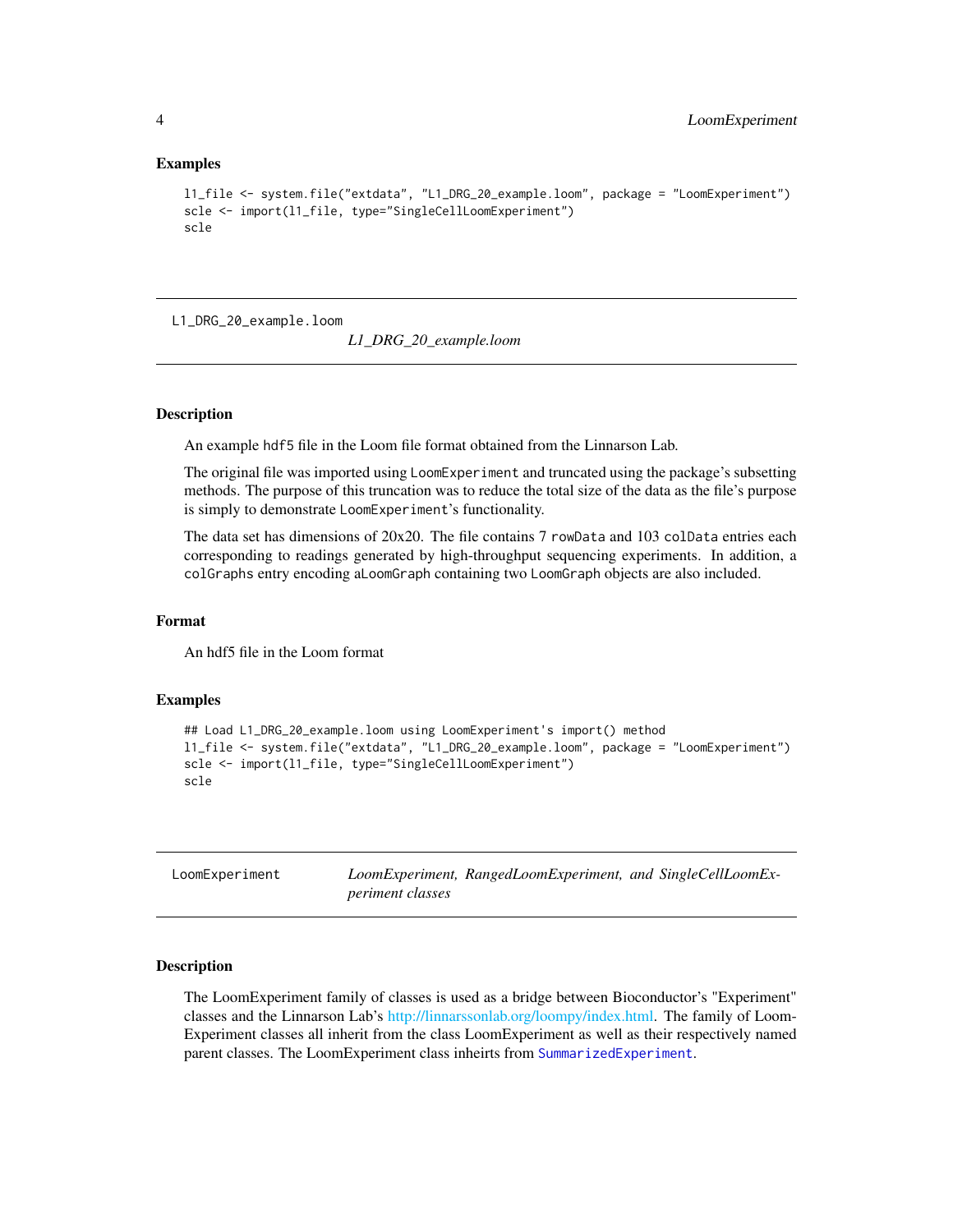### Examples

```
l1_file <- system.file("extdata", "L1_DRG_20_example.loom", package = "LoomExperiment")
scle <- import(l1_file, type="SingleCellLoomExperiment")
scle
```

## L1_DRG_20_example.loom &nbsp;&nbsp;&nbsp; *L1_DRG_20_example.loom*

### Description

An example hdf5 file in the Loom file format obtained from the Linnarson Lab.

The original file was imported using LoomExperiment and truncated using the package's subsetting methods. The purpose of this truncation was to reduce the total size of the data as the file's purpose is simply to demonstrate LoomExperiment's functionality.

The data set has dimensions of 20x20. The file contains 7 rowData and 103 colData entries each corresponding to readings generated by high-throughput sequencing experiments. In addition, a colGraphs entry encoding aLoomGraph containing two LoomGraph objects are also included.

### Format

An hdf5 file in the Loom format

### Examples

```
## Load L1_DRG_20_example.loom using LoomExperiment's import() method
l1_file <- system.file("extdata", "L1_DRG_20_example.loom", package = "LoomExperiment")
scle <- import(l1_file, type="SingleCellLoomExperiment")
scle
```

## LoomExperiment &nbsp;&nbsp;&nbsp; *LoomExperiment, RangedLoomExperiment, and SingleCellLoomExperiment classes*

### Description

The LoomExperiment family of classes is used as a bridge between Bioconductor's "Experiment" classes and the Linnarson Lab's http://linnarssonlab.org/loompy/index.html. The family of LoomExperiment classes all inherit from the class LoomExperiment as well as their respectively named parent classes. The LoomExperiment class inheirts from SummarizedExperiment.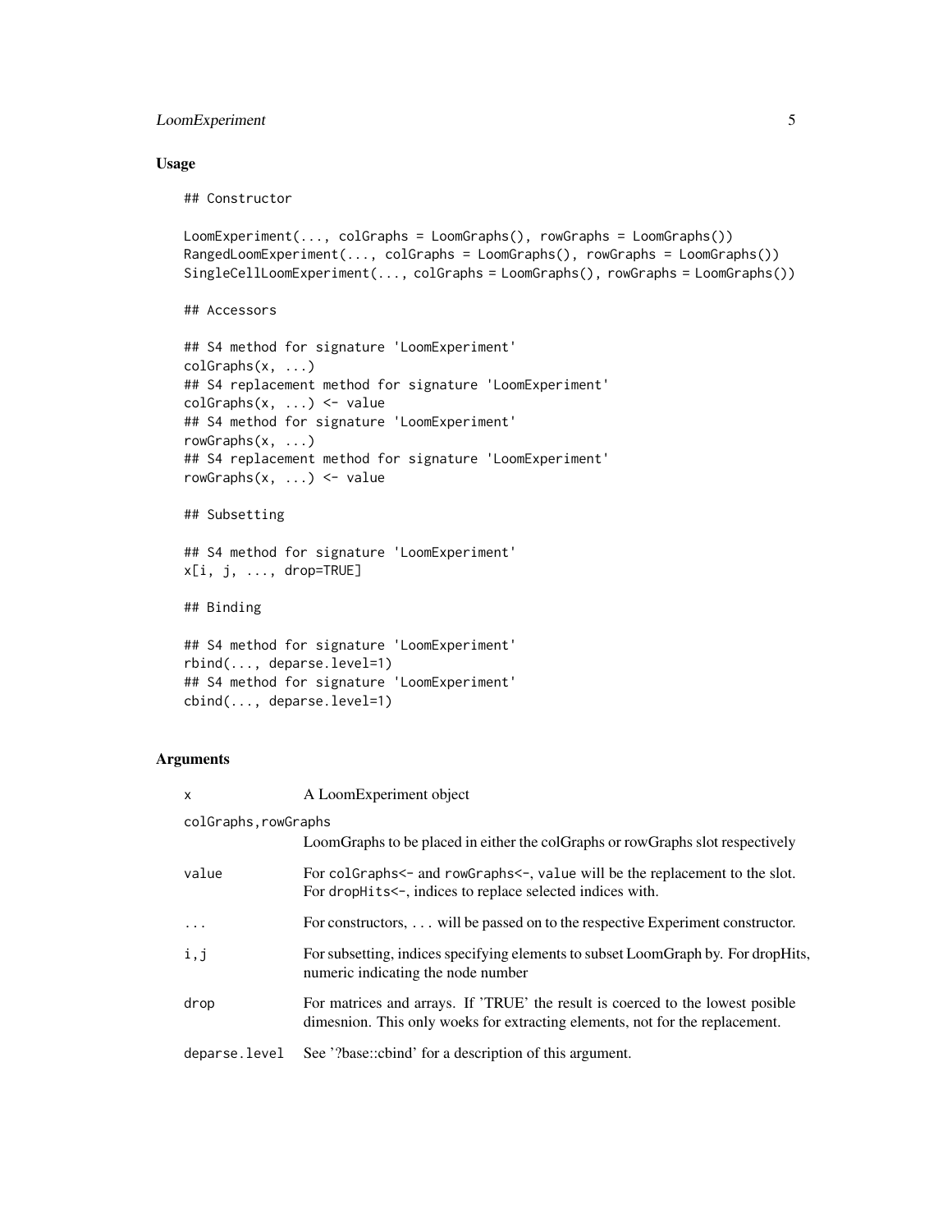## Usage

```
## Constructor

LoomExperiment(..., colGraphs = LoomGraphs(), rowGraphs = LoomGraphs())
RangedLoomExperiment(..., colGraphs = LoomGraphs(), rowGraphs = LoomGraphs())
SingleCellLoomExperiment(..., colGraphs = LoomGraphs(), rowGraphs = LoomGraphs())

## Accessors

## S4 method for signature 'LoomExperiment'
colGraphs(x, ...)
## S4 replacement method for signature 'LoomExperiment'
colGraphs(x, ...) <- value
## S4 method for signature 'LoomExperiment'
rowGraphs(x, ...)
## S4 replacement method for signature 'LoomExperiment'
rowGraphs(x, ...) <- value

## Subsetting

## S4 method for signature 'LoomExperiment'
x[i, j, ..., drop=TRUE]

## Binding

## S4 method for signature 'LoomExperiment'
rbind(..., deparse.level=1)
## S4 method for signature 'LoomExperiment'
cbind(..., deparse.level=1)
```

## Arguments

| | |
|---|---|
| `x` | A LoomExperiment object |
| `colGraphs,rowGraphs` | LoomGraphs to be placed in either the colGraphs or rowGraphs slot respectively |
| `value` | For `colGraphs<-` and `rowGraphs<-`, `value` will be the replacement to the slot. For `dropHits<-`, indices to replace selected indices with. |
| `...` | For constructors, ... will be passed on to the respective Experiment constructor. |
| `i,j` | For subsetting, indices specifying elements to subset LoomGraph by. For dropHits, numeric indicating the node number |
| `drop` | For matrices and arrays. If 'TRUE' the result is coerced to the lowest posible dimesnion. This only woeks for extracting elements, not for the replacement. |
| `deparse.level` | See '?base::cbind' for a description of this argument. |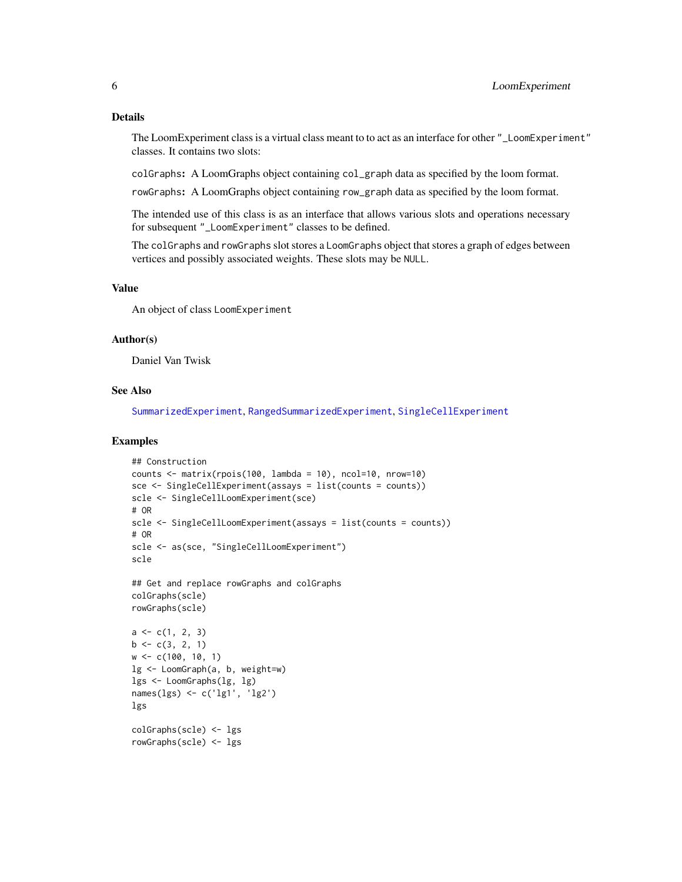## Details

The LoomExperiment class is a virtual class meant to to act as an interface for other "_LoomExperiment" classes. It contains two slots:

`colGraphs`: A LoomGraphs object containing `col_graph` data as specified by the loom format.

`rowGraphs`: A LoomGraphs object containing `row_graph` data as specified by the loom format.

The intended use of this class is as an interface that allows various slots and operations necessary for subsequent "_LoomExperiment" classes to be defined.

The `colGraphs` and `rowGraphs` slot stores a `LoomGraphs` object that stores a graph of edges between vertices and possibly associated weights. These slots may be `NULL`.

## Value

An object of class `LoomExperiment`

## Author(s)

Daniel Van Twisk

## See Also

`SummarizedExperiment`, `RangedSummarizedExperiment`, `SingleCellExperiment`

## Examples

```
## Construction
counts <- matrix(rpois(100, lambda = 10), ncol=10, nrow=10)
sce <- SingleCellExperiment(assays = list(counts = counts))
scle <- SingleCellLoomExperiment(sce)
# OR
scle <- SingleCellLoomExperiment(assays = list(counts = counts))
# OR
scle <- as(sce, "SingleCellLoomExperiment")
scle

## Get and replace rowGraphs and colGraphs
colGraphs(scle)
rowGraphs(scle)

a <- c(1, 2, 3)
b <- c(3, 2, 1)
w <- c(100, 10, 1)
lg <- LoomGraph(a, b, weight=w)
lgs <- LoomGraphs(lg, lg)
names(lgs) <- c('lg1', 'lg2')
lgs

colGraphs(scle) <- lgs
rowGraphs(scle) <- lgs
```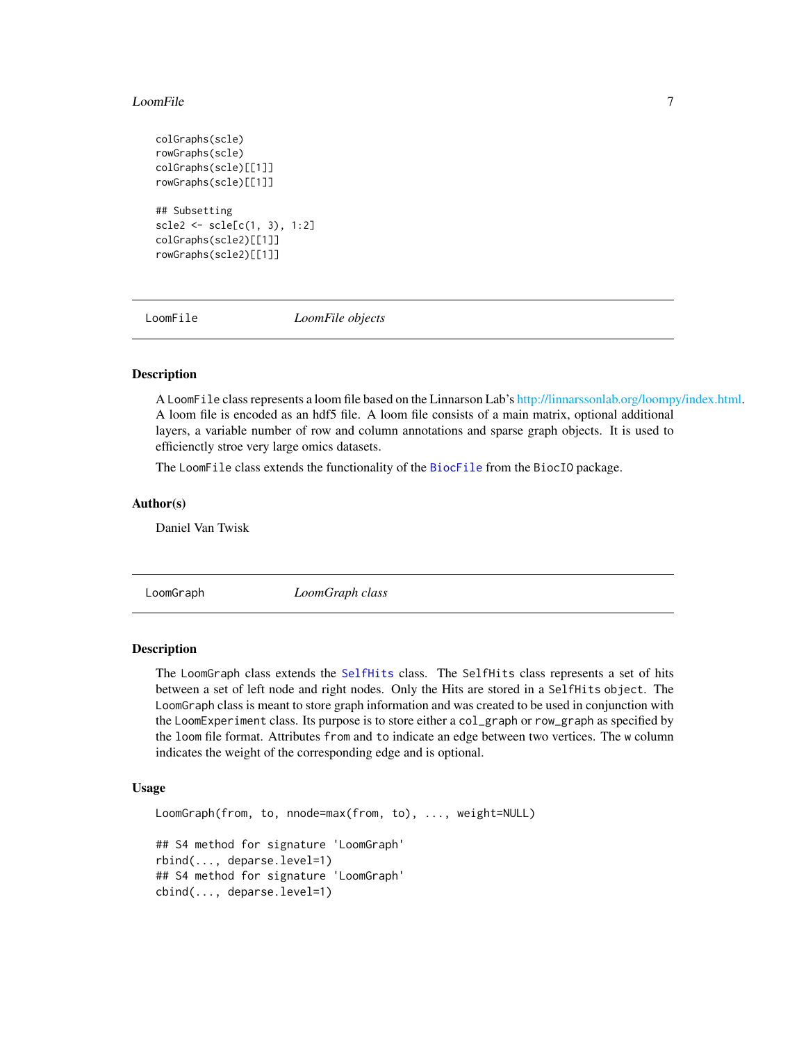```
colGraphs(scle)
rowGraphs(scle)
colGraphs(scle)[[1]]
rowGraphs(scle)[[1]]

## Subsetting
scle2 <- scle[c(1, 3), 1:2]
colGraphs(scle2)[[1]]
rowGraphs(scle2)[[1]]
```

---

## LoomFile — *LoomFile objects*

---

### Description

A LoomFile class represents a loom file based on the Linnarson Lab's http://linnarssonlab.org/loompy/index.html. A loom file is encoded as an hdf5 file. A loom file consists of a main matrix, optional additional layers, a variable number of row and column annotations and sparse graph objects. It is used to efficienctly stroe very large omics datasets.

The LoomFile class extends the functionality of the BiocFile from the BiocIO package.

### Author(s)

Daniel Van Twisk

---

## LoomGraph — *LoomGraph class*

---

### Description

The LoomGraph class extends the SelfHits class. The SelfHits class represents a set of hits between a set of left node and right nodes. Only the Hits are stored in a SelfHits object. The LoomGraph class is meant to store graph information and was created to be used in conjunction with the LoomExperiment class. Its purpose is to store either a col_graph or row_graph as specified by the loom file format. Attributes from and to indicate an edge between two vertices. The w column indicates the weight of the corresponding edge and is optional.

### Usage

```
LoomGraph(from, to, nnode=max(from, to), ..., weight=NULL)

## S4 method for signature 'LoomGraph'
rbind(..., deparse.level=1)
## S4 method for signature 'LoomGraph'
cbind(..., deparse.level=1)
```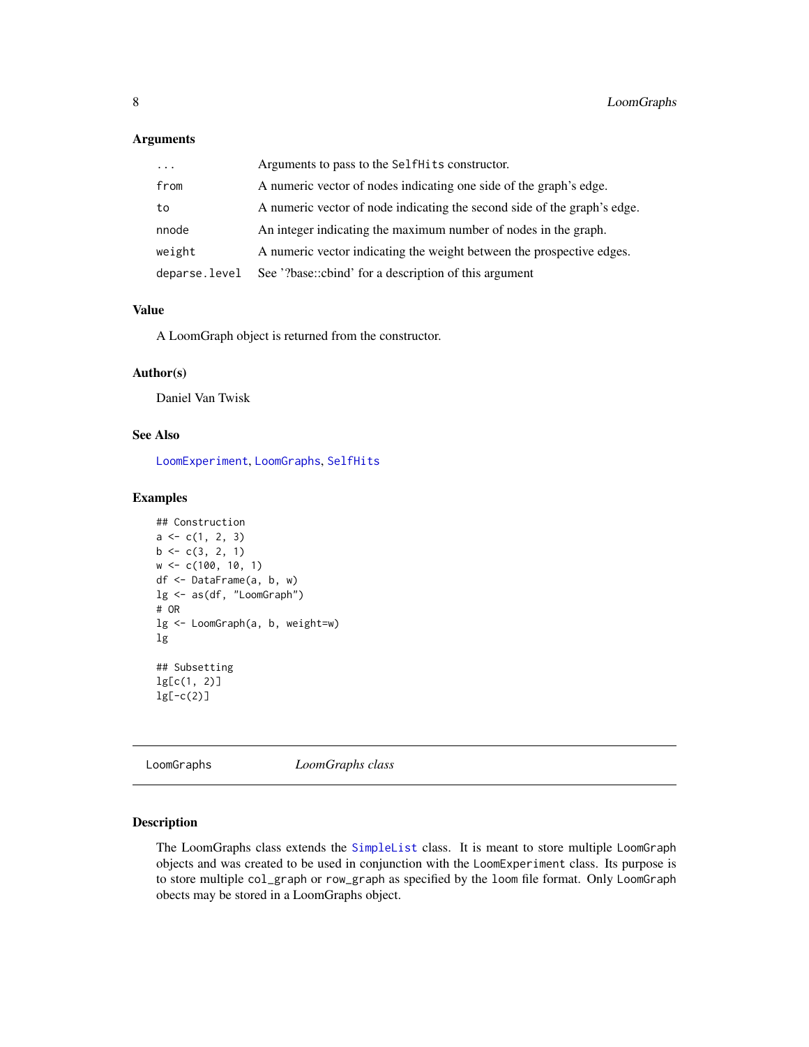### Arguments

| | |
|---|---|
| ... | Arguments to pass to the SelfHits constructor. |
| from | A numeric vector of nodes indicating one side of the graph's edge. |
| to | A numeric vector of node indicating the second side of the graph's edge. |
| nnode | An integer indicating the maximum number of nodes in the graph. |
| weight | A numeric vector indicating the weight between the prospective edges. |
| deparse.level | See '?base::cbind' for a description of this argument |

### Value

A LoomGraph object is returned from the constructor.

### Author(s)

Daniel Van Twisk

### See Also

LoomExperiment, LoomGraphs, SelfHits

### Examples

```
## Construction
a <- c(1, 2, 3)
b <- c(3, 2, 1)
w <- c(100, 10, 1)
df <- DataFrame(a, b, w)
lg <- as(df, "LoomGraph")
# OR
lg <- LoomGraph(a, b, weight=w)
lg

## Subsetting
lg[c(1, 2)]
lg[-c(2)]
```

---

## LoomGraphs    *LoomGraphs class*

### Description

The LoomGraphs class extends the SimpleList class. It is meant to store multiple LoomGraph objects and was created to be used in conjunction with the LoomExperiment class. Its purpose is to store multiple col_graph or row_graph as specified by the loom file format. Only LoomGraph obects may be stored in a LoomGraphs object.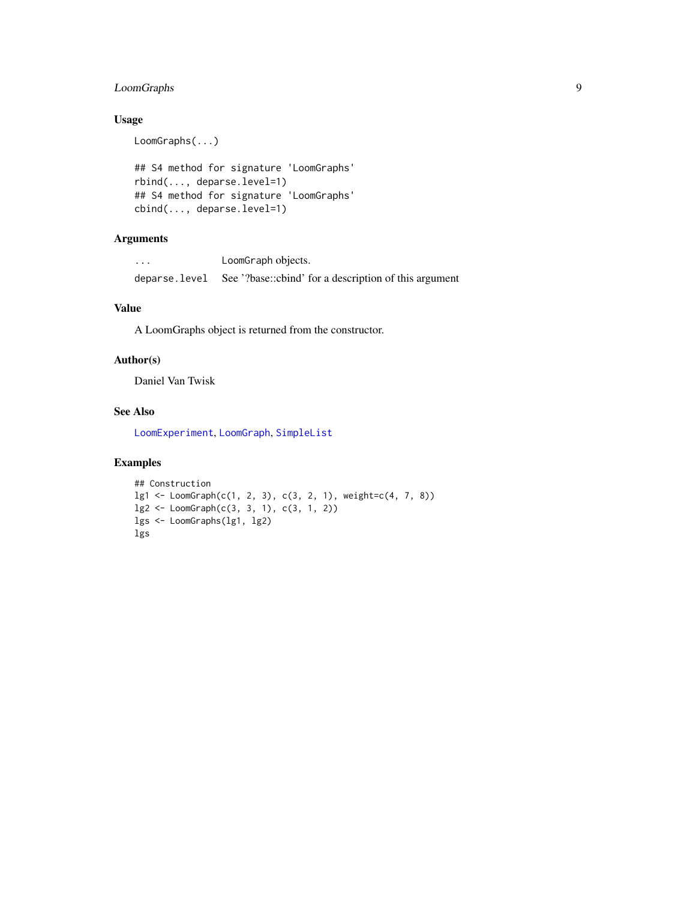### Usage

```
LoomGraphs(...)

## S4 method for signature 'LoomGraphs'
rbind(..., deparse.level=1)
## S4 method for signature 'LoomGraphs'
cbind(..., deparse.level=1)
```

### Arguments

| | |
|---|---|
| `...` | LoomGraph objects. |
| `deparse.level` | See '?base::cbind' for a description of this argument |

### Value

A LoomGraphs object is returned from the constructor.

### Author(s)

Daniel Van Twisk

### See Also

LoomExperiment, LoomGraph, SimpleList

### Examples

```
## Construction
lg1 <- LoomGraph(c(1, 2, 3), c(3, 2, 1), weight=c(4, 7, 8))
lg2 <- LoomGraph(c(3, 3, 1), c(3, 1, 2))
lgs <- LoomGraphs(lg1, lg2)
lgs
```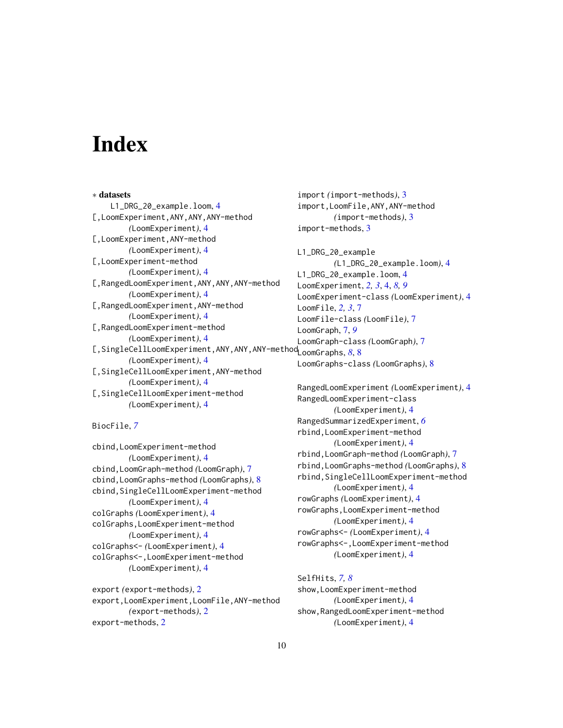# Index

∗ **datasets**
  L1_DRG_20_example.loom, 4
[,LoomExperiment,ANY,ANY,ANY-method (LoomExperiment), 4
[,LoomExperiment,ANY-method (LoomExperiment), 4
[,LoomExperiment-method (LoomExperiment), 4
[,RangedLoomExperiment,ANY,ANY,ANY-method (LoomExperiment), 4
[,RangedLoomExperiment,ANY-method (LoomExperiment), 4
[,RangedLoomExperiment-method (LoomExperiment), 4
[,SingleCellLoomExperiment,ANY,ANY,ANY-method (LoomExperiment), 4
[,SingleCellLoomExperiment,ANY-method (LoomExperiment), 4
[,SingleCellLoomExperiment-method (LoomExperiment), 4

BiocFile, *7*

cbind,LoomExperiment-method (LoomExperiment), 4
cbind,LoomGraph-method (LoomGraph), 7
cbind,LoomGraphs-method (LoomGraphs), 8
cbind,SingleCellLoomExperiment-method (LoomExperiment), 4
colGraphs (LoomExperiment), 4
colGraphs,LoomExperiment-method (LoomExperiment), 4
colGraphs<- (LoomExperiment), 4
colGraphs<-,LoomExperiment-method (LoomExperiment), 4

export (export-methods), 2
export,LoomExperiment,LoomFile,ANY-method (export-methods), 2
export-methods, 2

import (import-methods), 3
import,LoomFile,ANY,ANY-method (import-methods), 3
import-methods, 3

L1_DRG_20_example (L1_DRG_20_example.loom), 4
L1_DRG_20_example.loom, 4
LoomExperiment, *2, 3*, 4, *8, 9*
LoomExperiment-class (LoomExperiment), 4
LoomFile, *2, 3*, 7
LoomFile-class (LoomFile), 7
LoomGraph, 7, *9*
LoomGraph-class (LoomGraph), 7
LoomGraphs, *8*, 8
LoomGraphs-class (LoomGraphs), 8

RangedLoomExperiment (LoomExperiment), 4
RangedLoomExperiment-class (LoomExperiment), 4
RangedSummarizedExperiment, *6*
rbind,LoomExperiment-method (LoomExperiment), 4
rbind,LoomGraph-method (LoomGraph), 7
rbind,LoomGraphs-method (LoomGraphs), 8
rbind,SingleCellLoomExperiment-method (LoomExperiment), 4
rowGraphs (LoomExperiment), 4
rowGraphs,LoomExperiment-method (LoomExperiment), 4
rowGraphs<- (LoomExperiment), 4
rowGraphs<-,LoomExperiment-method (LoomExperiment), 4

SelfHits, *7, 8*
show,LoomExperiment-method (LoomExperiment), 4
show,RangedLoomExperiment-method (LoomExperiment), 4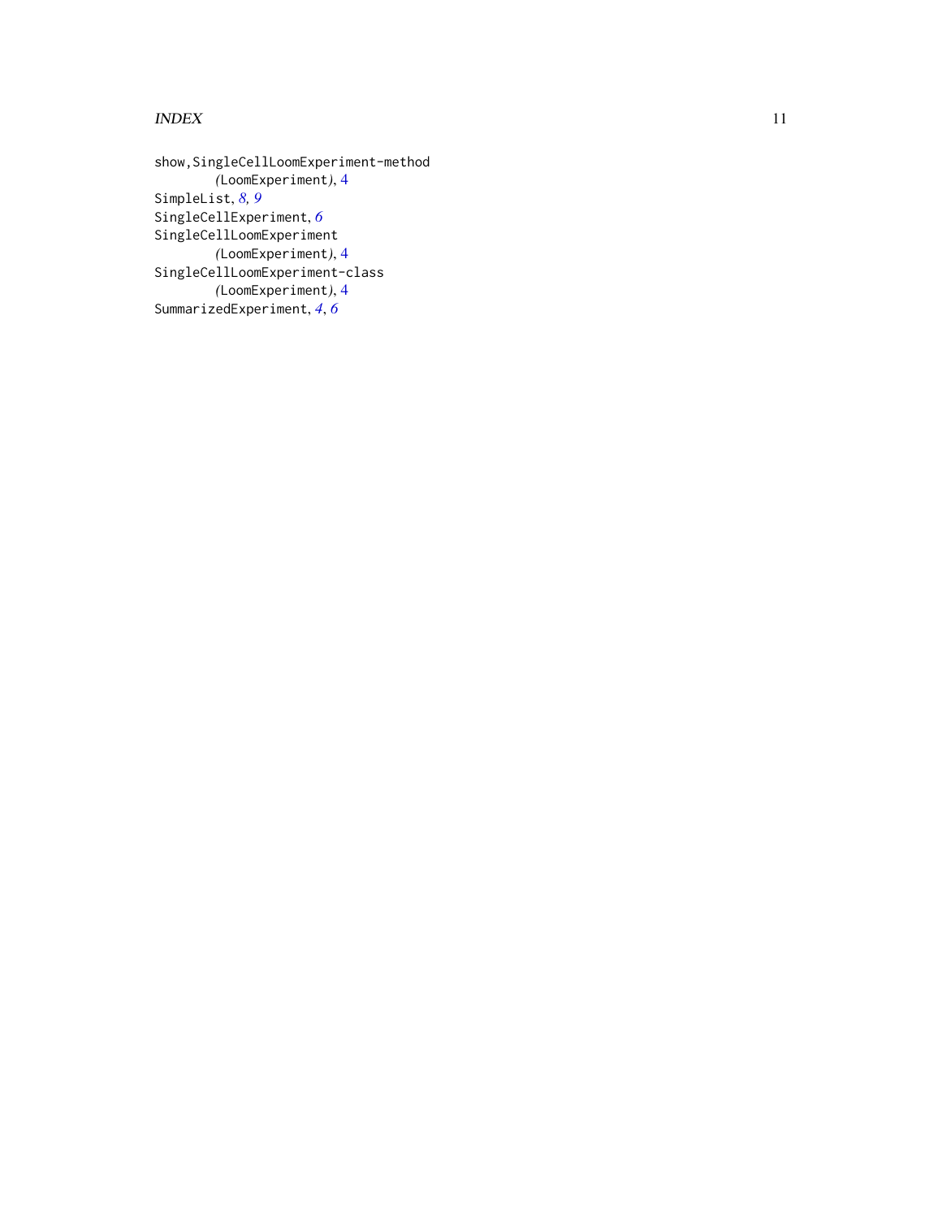show,SingleCellLoomExperiment-method
    *(*LoomExperiment*)*, 4

SimpleList, *8, 9*

SingleCellExperiment, *6*

SingleCellLoomExperiment
    *(*LoomExperiment*)*, 4

SingleCellLoomExperiment-class
    *(*LoomExperiment*)*, 4

SummarizedExperiment, *4*, *6*